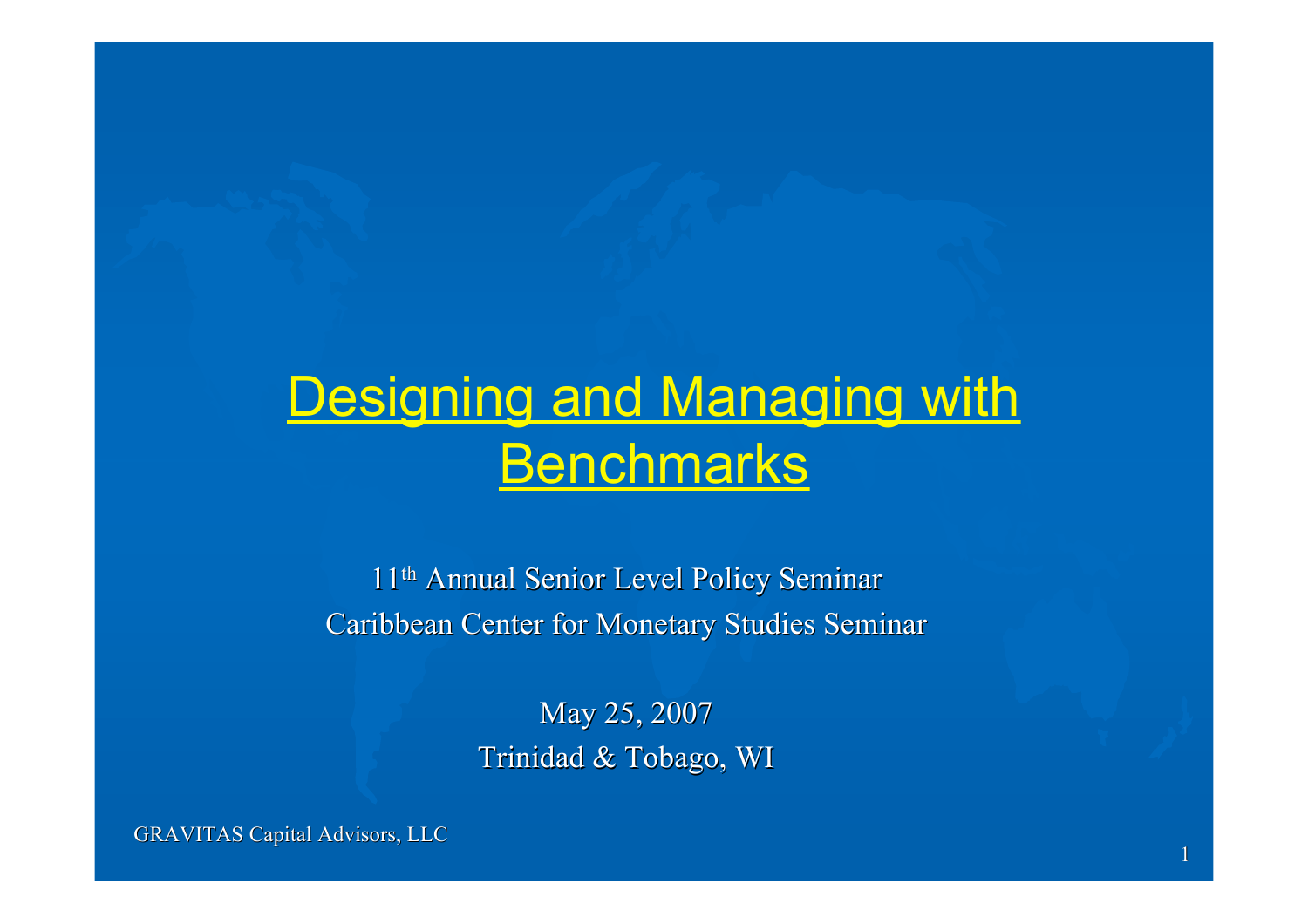# Designing and Managing with Benchmarks

11th Annual Senior Level Policy Seminar
Caribbean Center for Monetary Studies Seminar

May 25, 2007
Trinidad & Tobago, WI

GRAVITAS Capital Advisors, LLC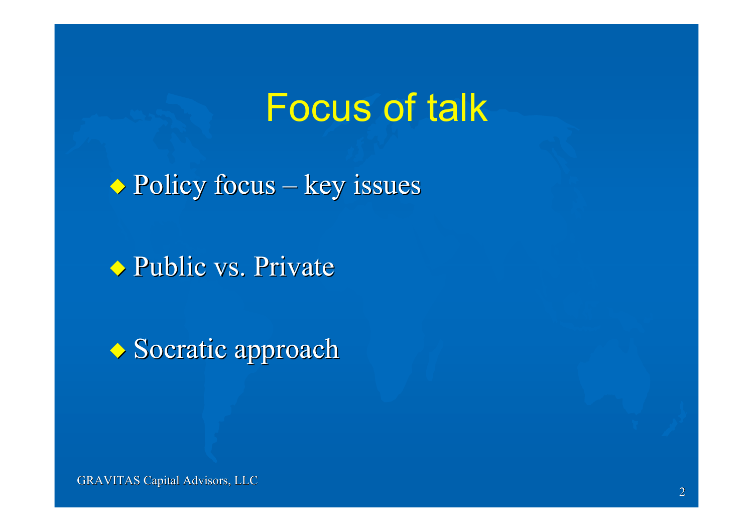# Focus of talk

- Policy focus – key issues
- Public vs. Private
- Socratic approach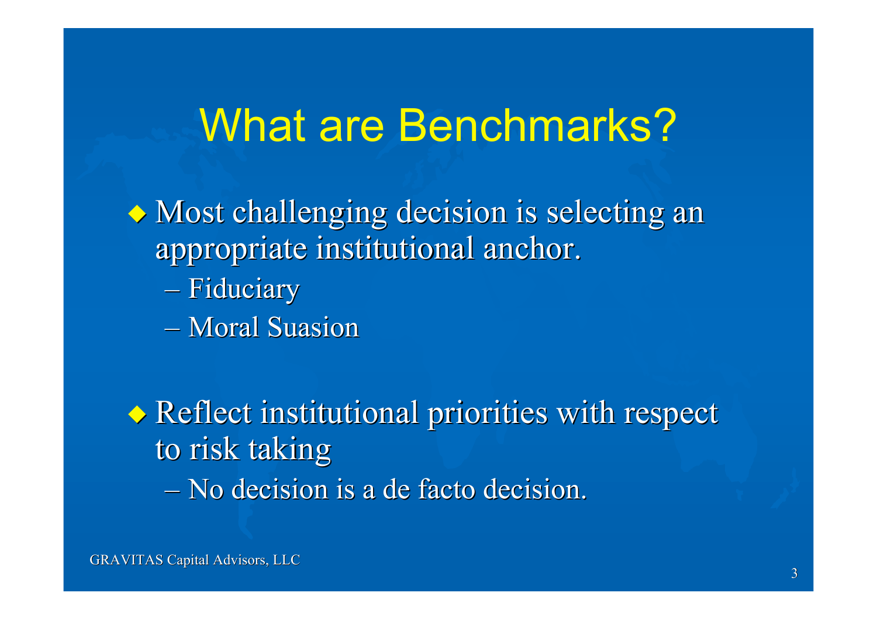# What are Benchmarks?

- Most challenging decision is selecting an appropriate institutional anchor.
  - Fiduciary
  - Moral Suasion

- Reflect institutional priorities with respect to risk taking
  - No decision is a de facto decision.

GRAVITAS Capital Advisors, LLC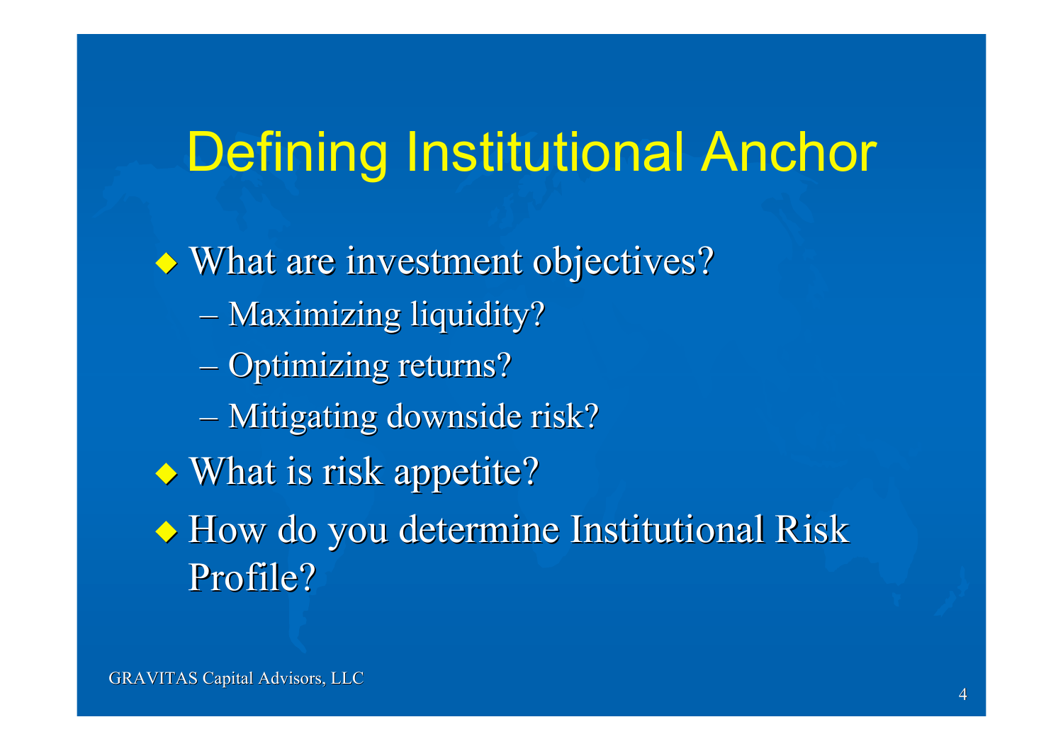# Defining Institutional Anchor

- What are investment objectives?
  - Maximizing liquidity?
  - Optimizing returns?
  - Mitigating downside risk?
- What is risk appetite?
- How do you determine Institutional Risk Profile?

GRAVITAS Capital Advisors, LLC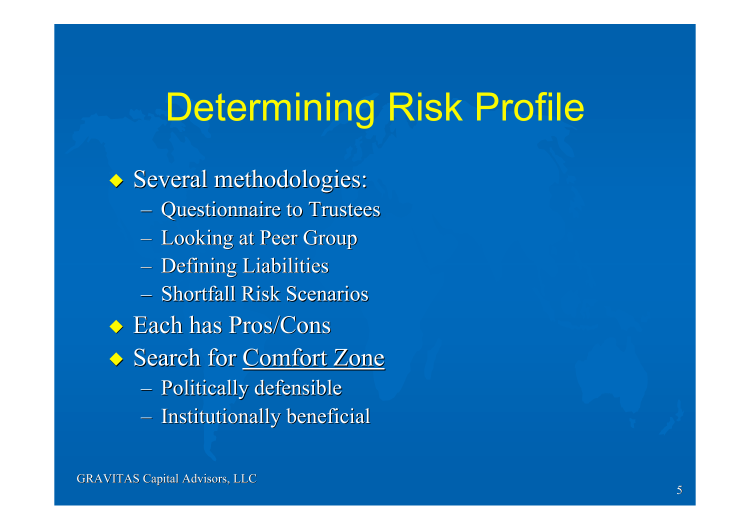# Determining Risk Profile

- Several methodologies:
  - Questionnaire to Trustees
  - Looking at Peer Group
  - Defining Liabilities
  - Shortfall Risk Scenarios
- Each has Pros/Cons
- Search for <u>Comfort Zone</u>
  - Politically defensible
  - Institutionally beneficial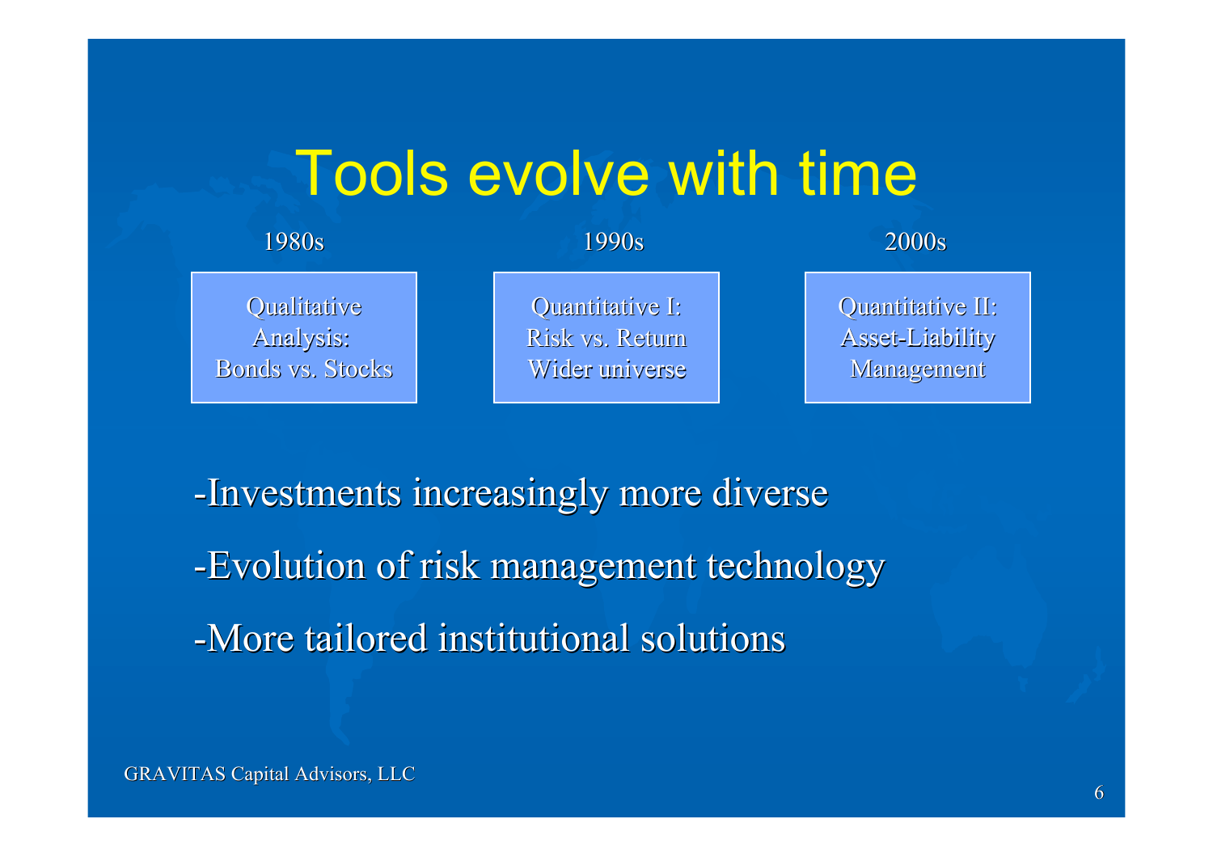# Tools evolve with time

| 1980s | 1990s | 2000s |
|---|---|---|
| Qualitative Analysis: Bonds vs. Stocks | Quantitative I: Risk vs. Return Wider universe | Quantitative II: Asset-Liability Management |

- -Investments increasingly more diverse
- -Evolution of risk management technology
- -More tailored institutional solutions

GRAVITAS Capital Advisors, LLC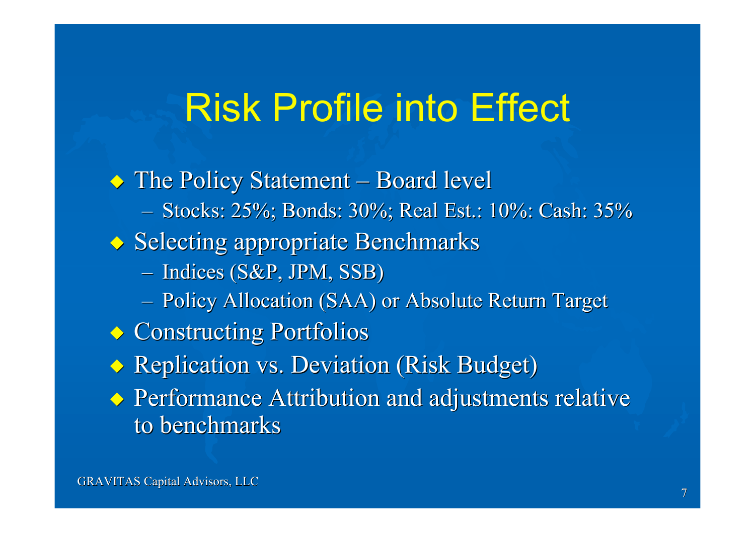# Risk Profile into Effect

- The Policy Statement – Board level
  - Stocks: 25%; Bonds: 30%; Real Est.: 10%: Cash: 35%
- Selecting appropriate Benchmarks
  - Indices (S&P, JPM, SSB)
  - Policy Allocation (SAA) or Absolute Return Target
- Constructing Portfolios
- Replication vs. Deviation (Risk Budget)
- Performance Attribution and adjustments relative to benchmarks

GRAVITAS Capital Advisors, LLC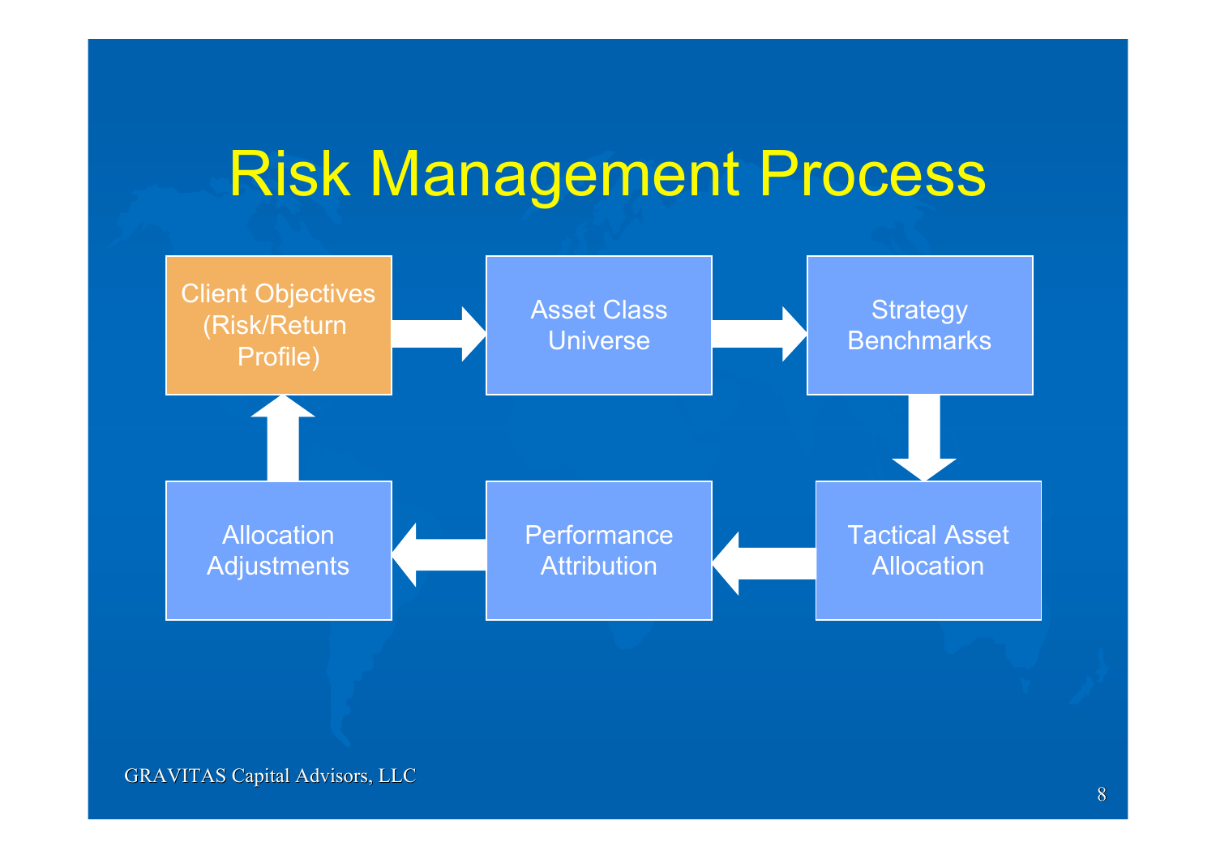# Risk Management Process

- Client Objectives (Risk/Return Profile)
- Asset Class Universe
- Strategy Benchmarks
- Tactical Asset Allocation
- Performance Attribution
- Allocation Adjustments

GRAVITAS Capital Advisors, LLC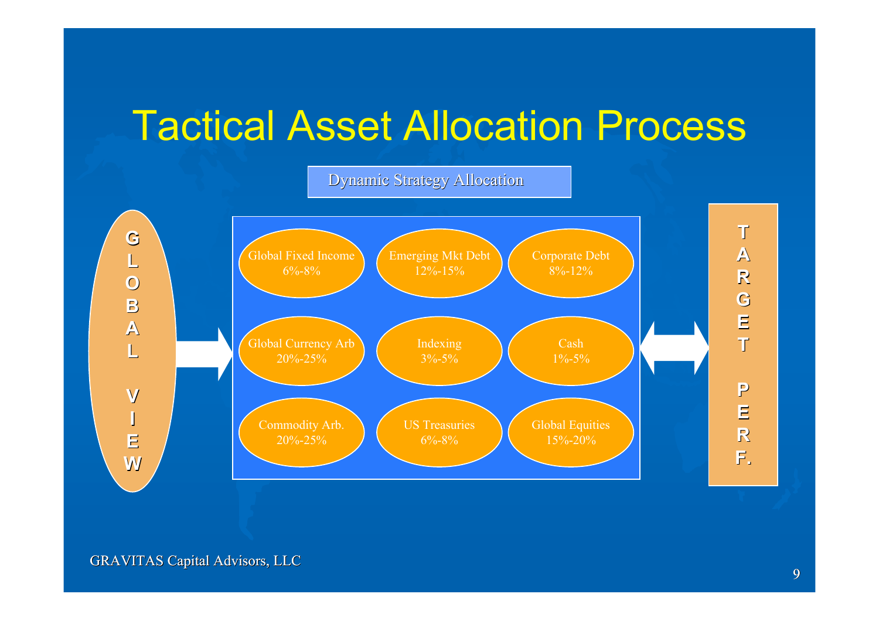# Tactical Asset Allocation Process

Dynamic Strategy Allocation

**GLOBAL VIEW** → 

| | | |
|---|---|---|
| Global Fixed Income 6%-8% | Emerging Mkt Debt 12%-15% | Corporate Debt 8%-12% |
| Global Currency Arb 20%-25% | Indexing 3%-5% | Cash 1%-5% |
| Commodity Arb. 20%-25% | US Treasuries 6%-8% | Global Equities 15%-20% |

↔ **TARGET PERF.**

GRAVITAS Capital Advisors, LLC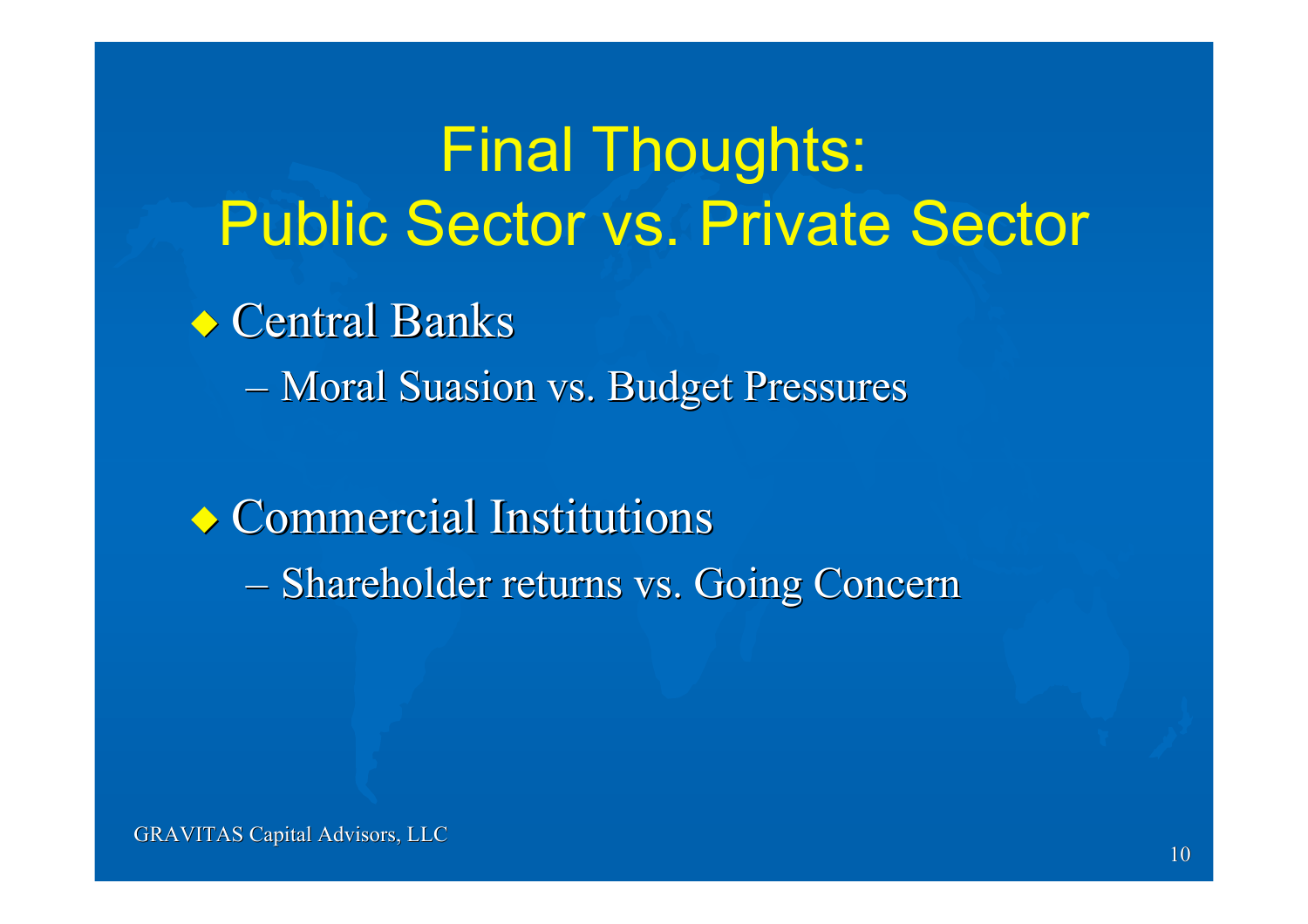# Final Thoughts: Public Sector vs. Private Sector

- Central Banks
  - Moral Suasion vs. Budget Pressures

- Commercial Institutions
  - Shareholder returns vs. Going Concern

GRAVITAS Capital Advisors, LLC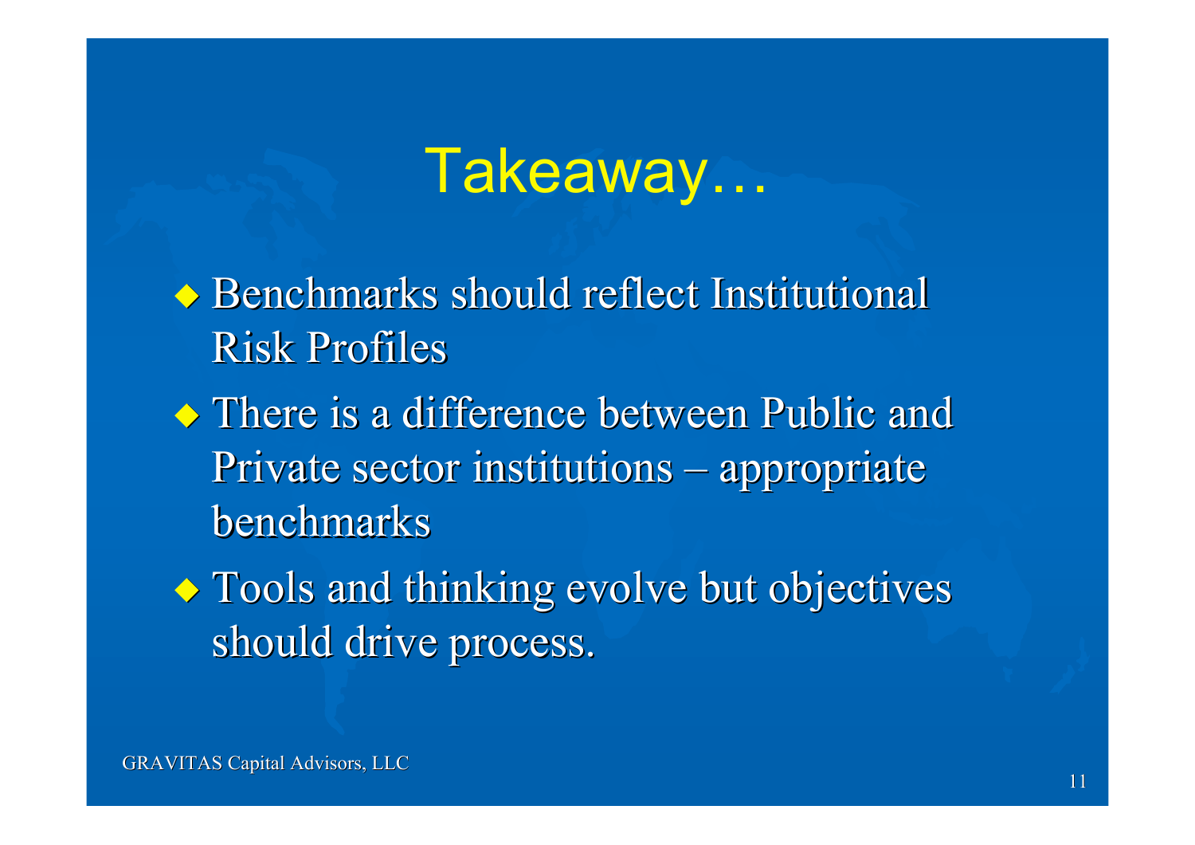# Takeaway…

- Benchmarks should reflect Institutional Risk Profiles
- There is a difference between Public and Private sector institutions – appropriate benchmarks
- Tools and thinking evolve but objectives should drive process.

GRAVITAS Capital Advisors, LLC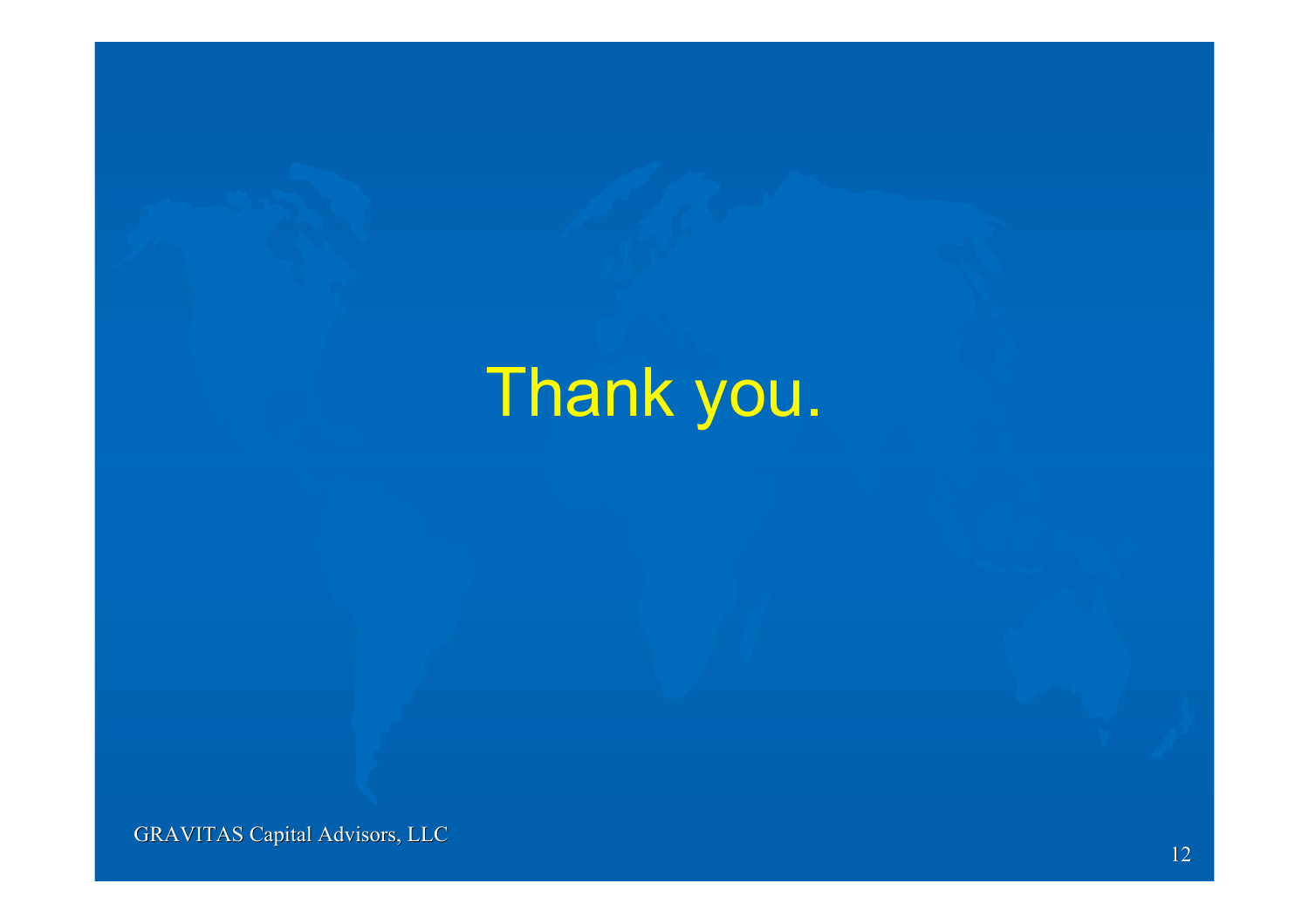# Thank you.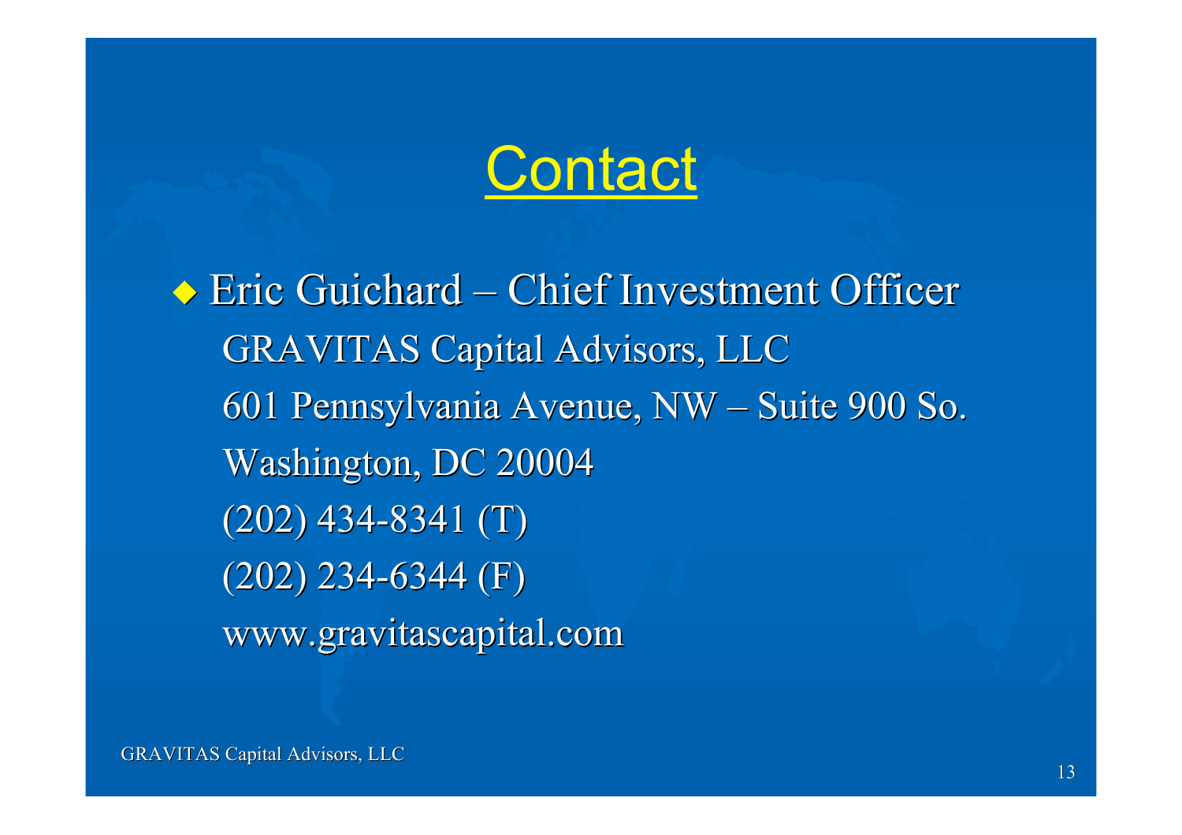# Contact

- Eric Guichard – Chief Investment Officer

  GRAVITAS Capital Advisors, LLC

  601 Pennsylvania Avenue, NW – Suite 900 So.

  Washington, DC 20004

  (202) 434-8341 (T)

  (202) 234-6344 (F)

  www.gravitascapital.com